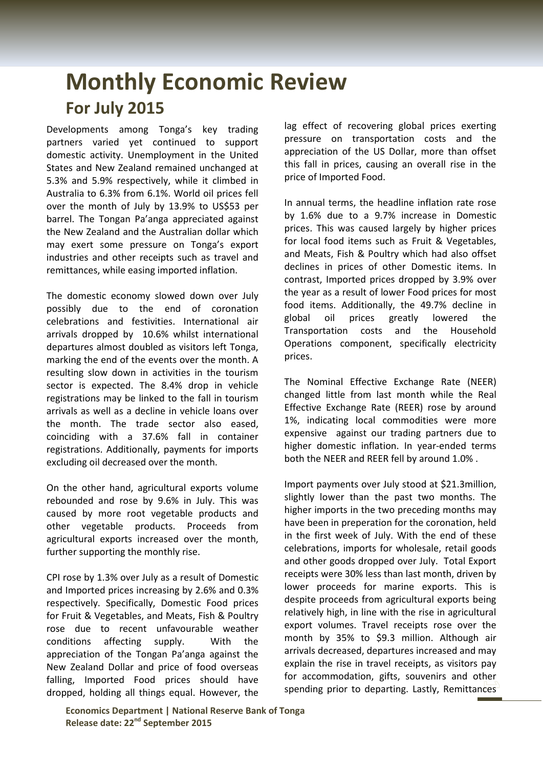# Monthly Economic Review

## For July 2015

Developments among Tonga's key trading partners varied yet continued to support domestic activity. Unemployment in the United States and New Zealand remained unchanged at 5.3% and 5.9% respectively, while it climbed in Australia to 6.3% from 6.1%. World oil prices fell over the month of July by 13.9% to US$53 per barrel. The Tongan Pa'anga appreciated against the New Zealand and the Australian dollar which may exert some pressure on Tonga's export industries and other receipts such as travel and remittances, while easing imported inflation.

The domestic economy slowed down over July possibly due to the end of coronation celebrations and festivities. International air arrivals dropped by 10.6% whilst international departures almost doubled as visitors left Tonga, marking the end of the events over the month. A resulting slow down in activities in the tourism sector is expected. The 8.4% drop in vehicle registrations may be linked to the fall in tourism arrivals as well as a decline in vehicle loans over the month. The trade sector also eased, coinciding with a 37.6% fall in container registrations. Additionally, payments for imports excluding oil decreased over the month.

On the other hand, agricultural exports volume rebounded and rose by 9.6% in July. This was caused by more root vegetable products and other vegetable products. Proceeds from agricultural exports increased over the month, further supporting the monthly rise.

CPI rose by 1.3% over July as a result of Domestic and Imported prices increasing by 2.6% and 0.3% respectively. Specifically, Domestic Food prices for Fruit & Vegetables, and Meats, Fish & Poultry rose due to recent unfavourable weather conditions affecting supply. With the appreciation of the Tongan Pa'anga against the New Zealand Dollar and price of food overseas falling, Imported Food prices should have dropped, holding all things equal. However, the lag effect of recovering global prices exerting pressure on transportation costs and the appreciation of the US Dollar, more than offset this fall in prices, causing an overall rise in the price of Imported Food.

In annual terms, the headline inflation rate rose by 1.6% due to a 9.7% increase in Domestic prices. This was caused largely by higher prices for local food items such as Fruit & Vegetables, and Meats, Fish & Poultry which had also offset declines in prices of other Domestic items. In contrast, Imported prices dropped by 3.9% over the year as a result of lower Food prices for most food items. Additionally, the 49.7% decline in global oil prices greatly lowered the Transportation costs and the Household Operations component, specifically electricity prices.

The Nominal Effective Exchange Rate (NEER) changed little from last month while the Real Effective Exchange Rate (REER) rose by around 1%, indicating local commodities were more expensive against our trading partners due to higher domestic inflation. In year-ended terms both the NEER and REER fell by around 1.0% .

Import payments over July stood at $21.3million, slightly lower than the past two months. The higher imports in the two preceding months may have been in preperation for the coronation, held in the first week of July. With the end of these celebrations, imports for wholesale, retail goods and other goods dropped over July. Total Export receipts were 30% less than last month, driven by lower proceeds for marine exports. This is despite proceeds from agricultural exports being relatively high, in line with the rise in agricultural export volumes. Travel receipts rose over the month by 35% to $9.3 million. Although air arrivals decreased, departures increased and may explain the rise in travel receipts, as visitors pay for accommodation, gifts, souvenirs and other spending prior to departing. Lastly, Remittances

**Economics Department | National Reserve Bank of Tonga**
**Release date: 22nd September 2015**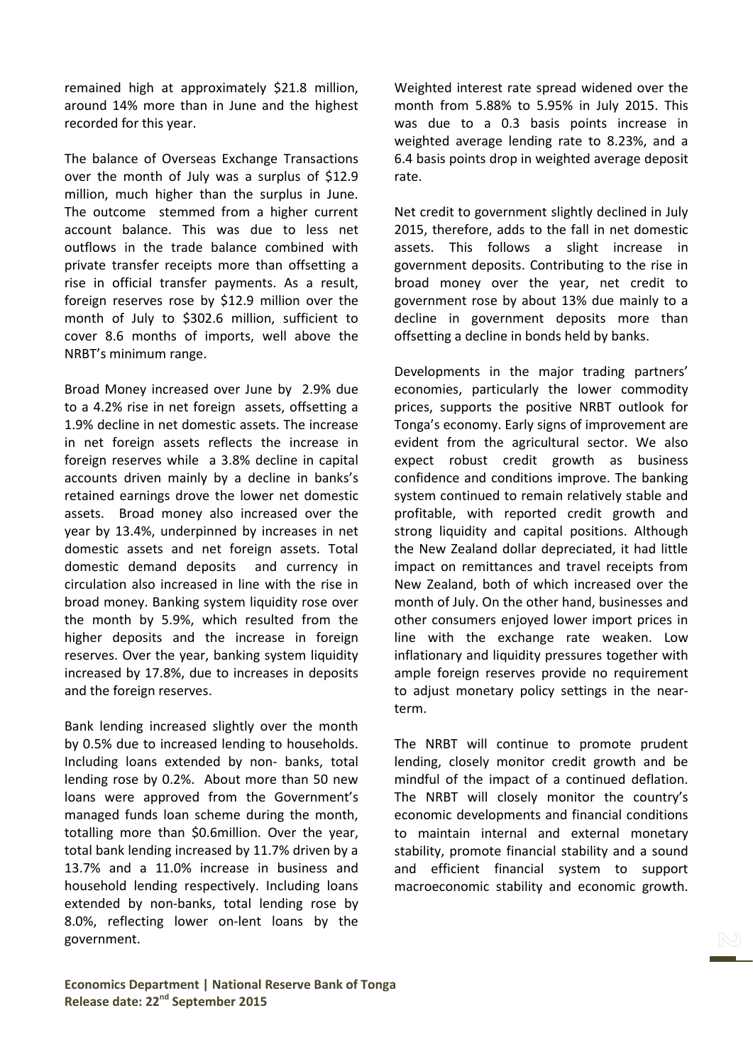remained high at approximately $21.8 million, around 14% more than in June and the highest recorded for this year.

The balance of Overseas Exchange Transactions over the month of July was a surplus of $12.9 million, much higher than the surplus in June. The outcome stemmed from a higher current account balance. This was due to less net outflows in the trade balance combined with private transfer receipts more than offsetting a rise in official transfer payments. As a result, foreign reserves rose by $12.9 million over the month of July to $302.6 million, sufficient to cover 8.6 months of imports, well above the NRBT's minimum range.

Broad Money increased over June by 2.9% due to a 4.2% rise in net foreign assets, offsetting a 1.9% decline in net domestic assets. The increase in net foreign assets reflects the increase in foreign reserves while a 3.8% decline in capital accounts driven mainly by a decline in banks's retained earnings drove the lower net domestic assets. Broad money also increased over the year by 13.4%, underpinned by increases in net domestic assets and net foreign assets. Total domestic demand deposits and currency in circulation also increased in line with the rise in broad money. Banking system liquidity rose over the month by 5.9%, which resulted from the higher deposits and the increase in foreign reserves. Over the year, banking system liquidity increased by 17.8%, due to increases in deposits and the foreign reserves.

Bank lending increased slightly over the month by 0.5% due to increased lending to households. Including loans extended by non- banks, total lending rose by 0.2%. About more than 50 new loans were approved from the Government's managed funds loan scheme during the month, totalling more than $0.6million. Over the year, total bank lending increased by 11.7% driven by a 13.7% and a 11.0% increase in business and household lending respectively. Including loans extended by non-banks, total lending rose by 8.0%, reflecting lower on-lent loans by the government.

Weighted interest rate spread widened over the month from 5.88% to 5.95% in July 2015. This was due to a 0.3 basis points increase in weighted average lending rate to 8.23%, and a 6.4 basis points drop in weighted average deposit rate.

Net credit to government slightly declined in July 2015, therefore, adds to the fall in net domestic assets. This follows a slight increase in government deposits. Contributing to the rise in broad money over the year, net credit to government rose by about 13% due mainly to a decline in government deposits more than offsetting a decline in bonds held by banks.

Developments in the major trading partners' economies, particularly the lower commodity prices, supports the positive NRBT outlook for Tonga's economy. Early signs of improvement are evident from the agricultural sector. We also expect robust credit growth as business confidence and conditions improve. The banking system continued to remain relatively stable and profitable, with reported credit growth and strong liquidity and capital positions. Although the New Zealand dollar depreciated, it had little impact on remittances and travel receipts from New Zealand, both of which increased over the month of July. On the other hand, businesses and other consumers enjoyed lower import prices in line with the exchange rate weaken. Low inflationary and liquidity pressures together with ample foreign reserves provide no requirement to adjust monetary policy settings in the near-term.

The NRBT will continue to promote prudent lending, closely monitor credit growth and be mindful of the impact of a continued deflation. The NRBT will closely monitor the country's economic developments and financial conditions to maintain internal and external monetary stability, promote financial stability and a sound and efficient financial system to support macroeconomic stability and economic growth.

**Economics Department | National Reserve Bank of Tonga**
**Release date: 22nd September 2015**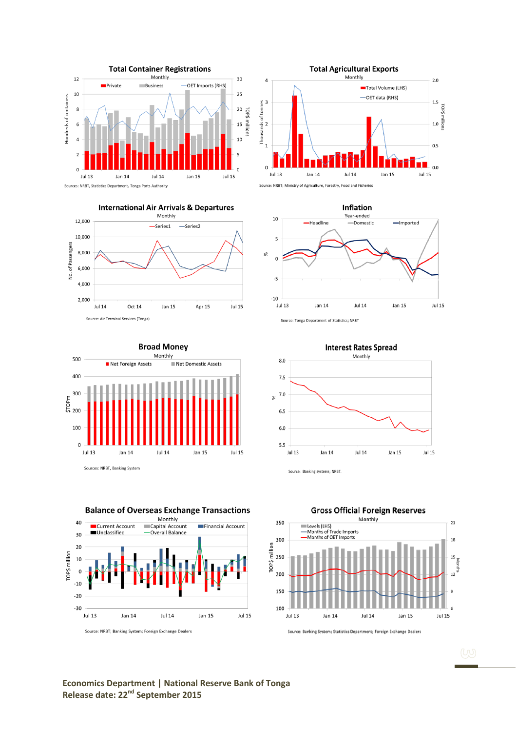## Total Container Registrations

Monthly

Private
Business
OET Imports (RHS)

Hundreds of containers

TOP$ millions

12
10
8
6
4
2
0

30
25
20
15
10
5
0

Jul 13
Jan 14
Jul 14
Jan 15
Jul 15

Sources: NRBT, Statistics Department, Tonga Ports Authority

## Total Agricultural Exports

Monthly

Total Volume (LHS)
OET data (RHS)

Thousands of tonnes

TOP$ millions

4
3
2
1
0

2.0
1.5
1.0
0.5
0.0

Jul 13
Jan 14
Jul 14
Jan 15
Jul 15

Source: NRBT; Ministry of Agriculture, Forestry, Food and Fisheries

## International Air Arrivals & Departures

Monthly

Series1
Series2

No. of Passengers

12,000
10,000
8,000
6,000
4,000
2,000

Jul 14
Oct 14
Jan 15
Apr 15
Jul 15

Source: Air Terminal Services (Tonga)

## Inflation

Year-ended

Headline
Domestic
Imported

%

10
5
0
-5
-10

Jul 13
Jan 14
Jul 14
Jan 15
Jul 15

Source: Tonga Department of Statistics; NRBT

## Broad Money

Monthly

Net Foreign Assets
Net Domestic Assets

$TOPm

500
400
300
200
100
0

Jul 13
Jan 14
Jul 14
Jan 15
Jul 15

Sources: NRBT, Banking System

## Interest Rates Spread

Monthly

%

8.0
7.5
7.0
6.5
6.0
5.5

Jul 13
Jan 14
Jul 14
Jan 15
Jul 15

Source: Banking systems; NRBT.

## Balance of Overseas Exchange Transactions

Monthly

Current Account
Capital Account
Financial Account
Unclassified
Overall Balance

TOP$ million

40
30
20
10
0
-10
-20
-30

Jul 13
Jan 14
Jul 14
Jan 15
Jul 15

Source: NRBT; Banking System; Foreign Exchange Dealers

## Gross Official Foreign Reserves

Monthly

Levels (LHS)
Months of Trade Imports
Months of OET Imports

TOP$ million

Months

350
300
250
200
150
100

21
18
15
12
9
6

Jul 13
Jan 14
Jul 14
Jan 15
Jul 15

Source: Banking System; Statistics Department; Foreign Exchange Dealers

**Economics Department | National Reserve Bank of Tonga**
**Release date: 22nd September 2015**